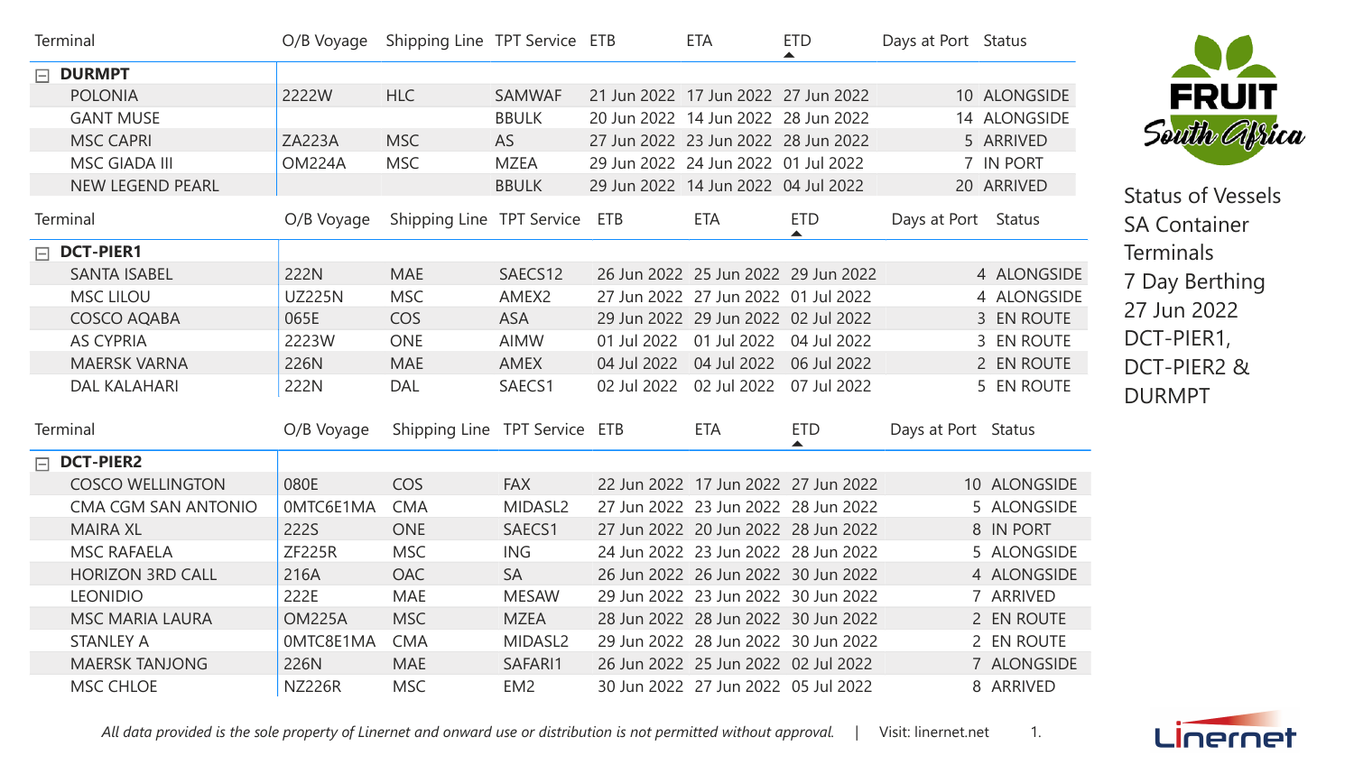# Status of Vessels SA Container Terminals 7 Day Berthing 27 Jun 2022 DCT-PIER1, DCT-PIER2 & DURMPT

FRUIT South Africa

| Terminal | O/B Voyage | Shipping Line | TPT Service | ETB | ETA | ETD | Days at Port | Status |
|---|---|---|---|---|---|---|---|---|
| **DURMPT** | | | | | | | | |
| POLONIA | 2222W | HLC | SAMWAF | 21 Jun 2022 | 17 Jun 2022 | 27 Jun 2022 | 10 | ALONGSIDE |
| GANT MUSE | | | BBULK | 20 Jun 2022 | 14 Jun 2022 | 28 Jun 2022 | 14 | ALONGSIDE |
| MSC CAPRI | ZA223A | MSC | AS | 27 Jun 2022 | 23 Jun 2022 | 28 Jun 2022 | 5 | ARRIVED |
| MSC GIADA III | OM224A | MSC | MZEA | 29 Jun 2022 | 24 Jun 2022 | 01 Jul 2022 | 7 | IN PORT |
| NEW LEGEND PEARL | | | BBULK | 29 Jun 2022 | 14 Jun 2022 | 04 Jul 2022 | 20 | ARRIVED |

| Terminal | O/B Voyage | Shipping Line | TPT Service | ETB | ETA | ETD | Days at Port | Status |
|---|---|---|---|---|---|---|---|---|
| **DCT-PIER1** | | | | | | | | |
| SANTA ISABEL | 222N | MAE | SAECS12 | 26 Jun 2022 | 25 Jun 2022 | 29 Jun 2022 | 4 | ALONGSIDE |
| MSC LILOU | UZ225N | MSC | AMEX2 | 27 Jun 2022 | 27 Jun 2022 | 01 Jul 2022 | 4 | ALONGSIDE |
| COSCO AQABA | 065E | COS | ASA | 29 Jun 2022 | 29 Jun 2022 | 02 Jul 2022 | 3 | EN ROUTE |
| AS CYPRIA | 2223W | ONE | AIMW | 01 Jul 2022 | 01 Jul 2022 | 04 Jul 2022 | 3 | EN ROUTE |
| MAERSK VARNA | 226N | MAE | AMEX | 04 Jul 2022 | 04 Jul 2022 | 06 Jul 2022 | 2 | EN ROUTE |
| DAL KALAHARI | 222N | DAL | SAECS1 | 02 Jul 2022 | 02 Jul 2022 | 07 Jul 2022 | 5 | EN ROUTE |

| Terminal | O/B Voyage | Shipping Line | TPT Service | ETB | ETA | ETD | Days at Port | Status |
|---|---|---|---|---|---|---|---|---|
| **DCT-PIER2** | | | | | | | | |
| COSCO WELLINGTON | 080E | COS | FAX | 22 Jun 2022 | 17 Jun 2022 | 27 Jun 2022 | 10 | ALONGSIDE |
| CMA CGM SAN ANTONIO | 0MTC6E1MA | CMA | MIDASL2 | 27 Jun 2022 | 23 Jun 2022 | 28 Jun 2022 | 5 | ALONGSIDE |
| MAIRA XL | 222S | ONE | SAECS1 | 27 Jun 2022 | 20 Jun 2022 | 28 Jun 2022 | 8 | IN PORT |
| MSC RAFAELA | ZF225R | MSC | ING | 24 Jun 2022 | 23 Jun 2022 | 28 Jun 2022 | 5 | ALONGSIDE |
| HORIZON 3RD CALL | 216A | OAC | SA | 26 Jun 2022 | 26 Jun 2022 | 30 Jun 2022 | 4 | ALONGSIDE |
| LEONIDIO | 222E | MAE | MESAW | 29 Jun 2022 | 23 Jun 2022 | 30 Jun 2022 | 7 | ARRIVED |
| MSC MARIA LAURA | OM225A | MSC | MZEA | 28 Jun 2022 | 28 Jun 2022 | 30 Jun 2022 | 2 | EN ROUTE |
| STANLEY A | 0MTC8E1MA | CMA | MIDASL2 | 29 Jun 2022 | 28 Jun 2022 | 30 Jun 2022 | 2 | EN ROUTE |
| MAERSK TANJONG | 226N | MAE | SAFARI1 | 26 Jun 2022 | 25 Jun 2022 | 02 Jul 2022 | 7 | ALONGSIDE |
| MSC CHLOE | NZ226R | MSC | EM2 | 30 Jun 2022 | 27 Jun 2022 | 05 Jul 2022 | 8 | ARRIVED |

*All data provided is the sole property of Linernet and onward use or distribution is not permitted without approval.* | Visit: linernet.net

Linernet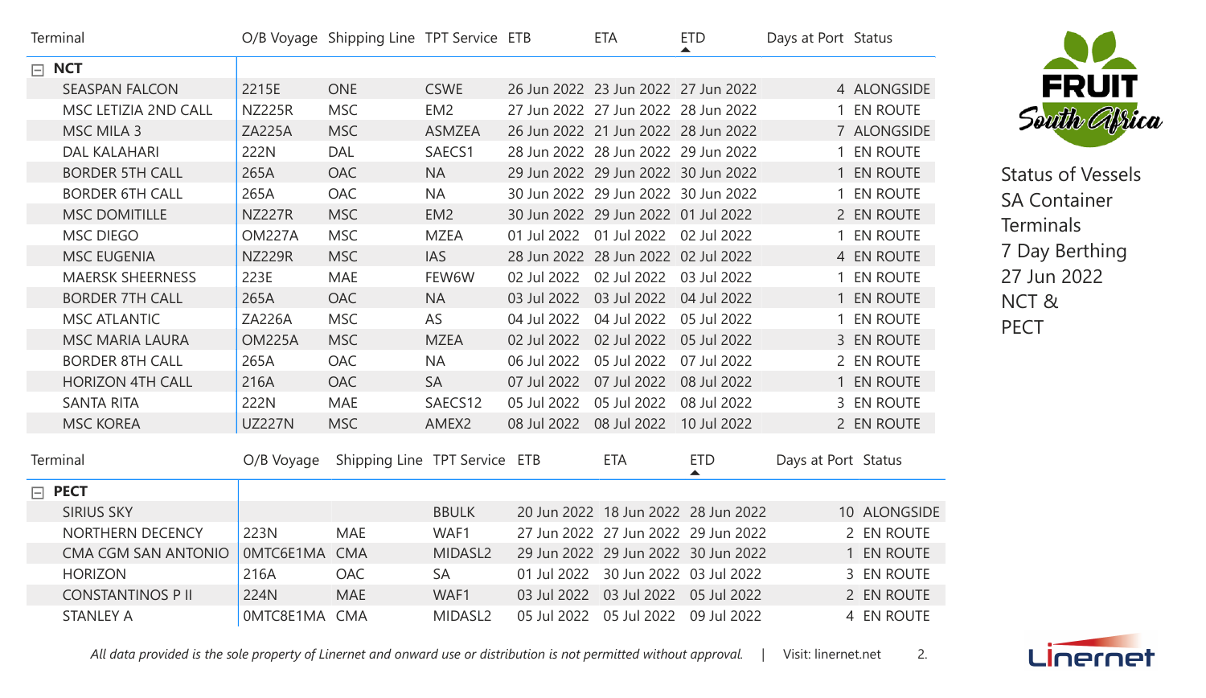Status of Vessels SA Container Terminals 7 Day Berthing 27 Jun 2022 NCT & PECT

| Terminal | O/B Voyage | Shipping Line | TPT Service | ETB | ETA | ETD | Days at Port | Status |
|---|---|---|---|---|---|---|---|---|
| **NCT** | | | | | | | | |
| SEASPAN FALCON | 2215E | ONE | CSWE | 26 Jun 2022 | 23 Jun 2022 | 27 Jun 2022 | 4 | ALONGSIDE |
| MSC LETIZIA 2ND CALL | NZ225R | MSC | EM2 | 27 Jun 2022 | 27 Jun 2022 | 28 Jun 2022 | 1 | EN ROUTE |
| MSC MILA 3 | ZA225A | MSC | ASMZEA | 26 Jun 2022 | 21 Jun 2022 | 28 Jun 2022 | 7 | ALONGSIDE |
| DAL KALAHARI | 222N | DAL | SAECS1 | 28 Jun 2022 | 28 Jun 2022 | 29 Jun 2022 | 1 | EN ROUTE |
| BORDER 5TH CALL | 265A | OAC | NA | 29 Jun 2022 | 29 Jun 2022 | 30 Jun 2022 | 1 | EN ROUTE |
| BORDER 6TH CALL | 265A | OAC | NA | 30 Jun 2022 | 29 Jun 2022 | 30 Jun 2022 | 1 | EN ROUTE |
| MSC DOMITILLE | NZ227R | MSC | EM2 | 30 Jun 2022 | 29 Jun 2022 | 01 Jul 2022 | 2 | EN ROUTE |
| MSC DIEGO | OM227A | MSC | MZEA | 01 Jul 2022 | 01 Jul 2022 | 02 Jul 2022 | 1 | EN ROUTE |
| MSC EUGENIA | NZ229R | MSC | IAS | 28 Jun 2022 | 28 Jun 2022 | 02 Jul 2022 | 4 | EN ROUTE |
| MAERSK SHEERNESS | 223E | MAE | FEW6W | 02 Jul 2022 | 02 Jul 2022 | 03 Jul 2022 | 1 | EN ROUTE |
| BORDER 7TH CALL | 265A | OAC | NA | 03 Jul 2022 | 03 Jul 2022 | 04 Jul 2022 | 1 | EN ROUTE |
| MSC ATLANTIC | ZA226A | MSC | AS | 04 Jul 2022 | 04 Jul 2022 | 05 Jul 2022 | 1 | EN ROUTE |
| MSC MARIA LAURA | OM225A | MSC | MZEA | 02 Jul 2022 | 02 Jul 2022 | 05 Jul 2022 | 3 | EN ROUTE |
| BORDER 8TH CALL | 265A | OAC | NA | 06 Jul 2022 | 05 Jul 2022 | 07 Jul 2022 | 2 | EN ROUTE |
| HORIZON 4TH CALL | 216A | OAC | SA | 07 Jul 2022 | 07 Jul 2022 | 08 Jul 2022 | 1 | EN ROUTE |
| SANTA RITA | 222N | MAE | SAECS12 | 05 Jul 2022 | 05 Jul 2022 | 08 Jul 2022 | 3 | EN ROUTE |
| MSC KOREA | UZ227N | MSC | AMEX2 | 08 Jul 2022 | 08 Jul 2022 | 10 Jul 2022 | 2 | EN ROUTE |

| Terminal | O/B Voyage | Shipping Line | TPT Service | ETB | ETA | ETD | Days at Port | Status |
|---|---|---|---|---|---|---|---|---|
| **PECT** | | | | | | | | |
| SIRIUS SKY | | | BBULK | 20 Jun 2022 | 18 Jun 2022 | 28 Jun 2022 | 10 | ALONGSIDE |
| NORTHERN DECENCY | 223N | MAE | WAF1 | 27 Jun 2022 | 27 Jun 2022 | 29 Jun 2022 | 2 | EN ROUTE |
| CMA CGM SAN ANTONIO | 0MTC6E1MA | CMA | MIDASL2 | 29 Jun 2022 | 29 Jun 2022 | 30 Jun 2022 | 1 | EN ROUTE |
| HORIZON | 216A | OAC | SA | 01 Jul 2022 | 30 Jun 2022 | 03 Jul 2022 | 3 | EN ROUTE |
| CONSTANTINOS P II | 224N | MAE | WAF1 | 03 Jul 2022 | 03 Jul 2022 | 05 Jul 2022 | 2 | EN ROUTE |
| STANLEY A | 0MTC8E1MA | CMA | MIDASL2 | 05 Jul 2022 | 05 Jul 2022 | 09 Jul 2022 | 4 | EN ROUTE |

*All data provided is the sole property of Linernet and onward use or distribution is not permitted without approval.* | Visit: linernet.net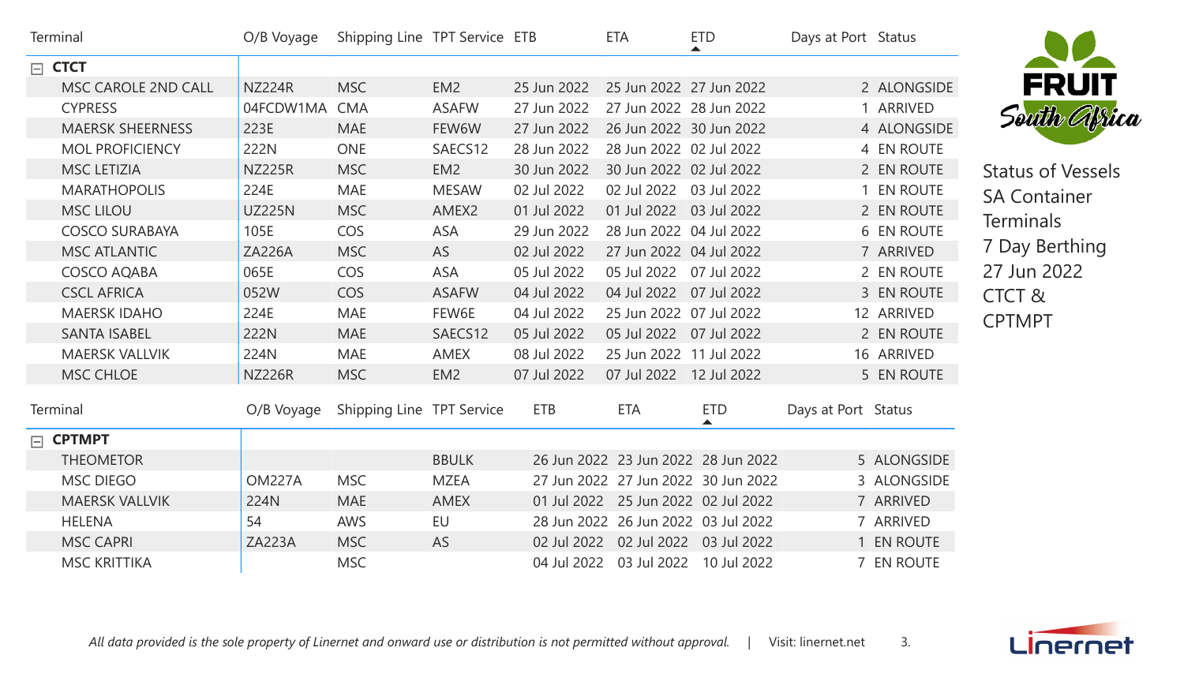Status of Vessels
SA Container Terminals
7 Day Berthing
27 Jun 2022
CTCT &
CPTMPT

| Terminal | O/B Voyage | Shipping Line | TPT Service | ETB | ETA | ETD | Days at Port | Status |
|---|---|---|---|---|---|---|---|---|
| **CTCT** | | | | | | | | |
| MSC CAROLE 2ND CALL | NZ224R | MSC | EM2 | 25 Jun 2022 | 25 Jun 2022 | 27 Jun 2022 | 2 | ALONGSIDE |
| CYPRESS | 04FCDW1MA | CMA | ASAFW | 27 Jun 2022 | 27 Jun 2022 | 28 Jun 2022 | 1 | ARRIVED |
| MAERSK SHEERNESS | 223E | MAE | FEW6W | 27 Jun 2022 | 26 Jun 2022 | 30 Jun 2022 | 4 | ALONGSIDE |
| MOL PROFICIENCY | 222N | ONE | SAECS12 | 28 Jun 2022 | 28 Jun 2022 | 02 Jul 2022 | 4 | EN ROUTE |
| MSC LETIZIA | NZ225R | MSC | EM2 | 30 Jun 2022 | 30 Jun 2022 | 02 Jul 2022 | 2 | EN ROUTE |
| MARATHOPOLIS | 224E | MAE | MESAW | 02 Jul 2022 | 02 Jul 2022 | 03 Jul 2022 | 1 | EN ROUTE |
| MSC LILOU | UZ225N | MSC | AMEX2 | 01 Jul 2022 | 01 Jul 2022 | 03 Jul 2022 | 2 | EN ROUTE |
| COSCO SURABAYA | 105E | COS | ASA | 29 Jun 2022 | 28 Jun 2022 | 04 Jul 2022 | 6 | EN ROUTE |
| MSC ATLANTIC | ZA226A | MSC | AS | 02 Jul 2022 | 27 Jun 2022 | 04 Jul 2022 | 7 | ARRIVED |
| COSCO AQABA | 065E | COS | ASA | 05 Jul 2022 | 05 Jul 2022 | 07 Jul 2022 | 2 | EN ROUTE |
| CSCL AFRICA | 052W | COS | ASAFW | 04 Jul 2022 | 04 Jul 2022 | 07 Jul 2022 | 3 | EN ROUTE |
| MAERSK IDAHO | 224E | MAE | FEW6E | 04 Jul 2022 | 25 Jun 2022 | 07 Jul 2022 | 12 | ARRIVED |
| SANTA ISABEL | 222N | MAE | SAECS12 | 05 Jul 2022 | 05 Jul 2022 | 07 Jul 2022 | 2 | EN ROUTE |
| MAERSK VALLVIK | 224N | MAE | AMEX | 08 Jul 2022 | 25 Jun 2022 | 11 Jul 2022 | 16 | ARRIVED |
| MSC CHLOE | NZ226R | MSC | EM2 | 07 Jul 2022 | 07 Jul 2022 | 12 Jul 2022 | 5 | EN ROUTE |

| Terminal | O/B Voyage | Shipping Line | TPT Service | ETB | ETA | ETD | Days at Port | Status |
|---|---|---|---|---|---|---|---|---|
| **CPTMPT** | | | | | | | | |
| THEOMETOR | | | BBULK | 26 Jun 2022 | 23 Jun 2022 | 28 Jun 2022 | 5 | ALONGSIDE |
| MSC DIEGO | OM227A | MSC | MZEA | 27 Jun 2022 | 27 Jun 2022 | 30 Jun 2022 | 3 | ALONGSIDE |
| MAERSK VALLVIK | 224N | MAE | AMEX | 01 Jul 2022 | 25 Jun 2022 | 02 Jul 2022 | 7 | ARRIVED |
| HELENA | 54 | AWS | EU | 28 Jun 2022 | 26 Jun 2022 | 03 Jul 2022 | 7 | ARRIVED |
| MSC CAPRI | ZA223A | MSC | AS | 02 Jul 2022 | 02 Jul 2022 | 03 Jul 2022 | 1 | EN ROUTE |
| MSC KRITTIKA | | MSC | | 04 Jul 2022 | 03 Jul 2022 | 10 Jul 2022 | 7 | EN ROUTE |

*All data provided is the sole property of Linernet and onward use or distribution is not permitted without approval.* | Visit: linernet.net